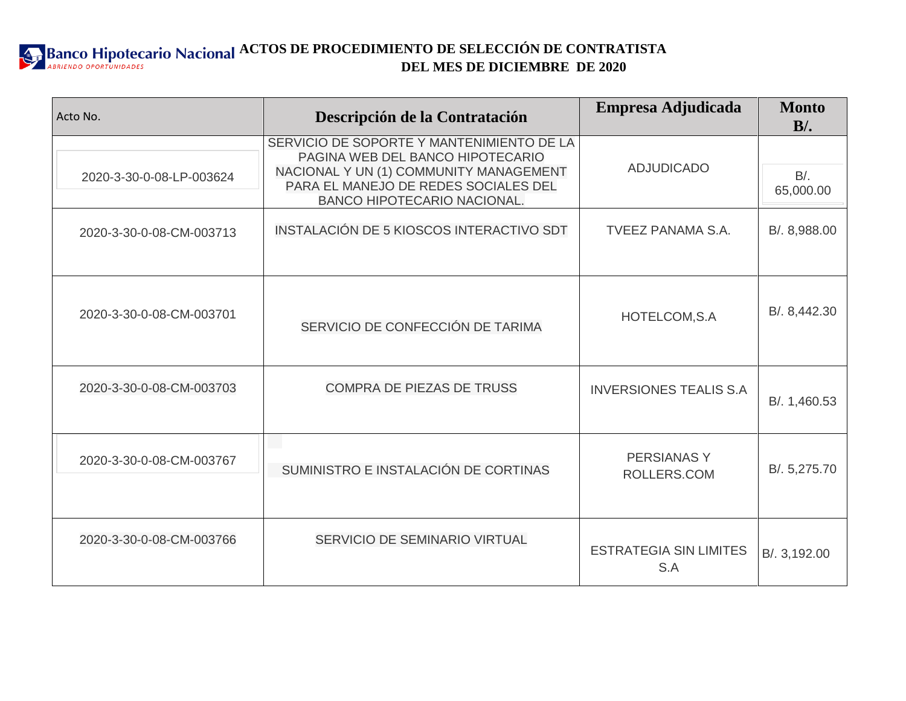Banco Hipotecario Nacional
ABRIENDO OPORTUNIDADES

# ACTOS DE PROCEDIMIENTO DE SELECCIÓN DE CONTRATISTA DEL MES DE DICIEMBRE DE 2020

| Acto No. | Descripción de la Contratación | Empresa Adjudicada | Monto B/. |
|---|---|---|---|
| 2020-3-30-0-08-LP-003624 | SERVICIO DE SOPORTE Y MANTENIMIENTO DE LA PAGINA WEB DEL BANCO HIPOTECARIO NACIONAL Y UN (1) COMMUNITY MANAGEMENT PARA EL MANEJO DE REDES SOCIALES DEL BANCO HIPOTECARIO NACIONAL. | ADJUDICADO | B/. 65,000.00 |
| 2020-3-30-0-08-CM-003713 | INSTALACIÓN DE 5 KIOSCOS INTERACTIVO SDT | TVEEZ PANAMA S.A. | B/. 8,988.00 |
| 2020-3-30-0-08-CM-003701 | SERVICIO DE CONFECCIÓN DE TARIMA | HOTELCOM,S.A | B/. 8,442.30 |
| 2020-3-30-0-08-CM-003703 | COMPRA DE PIEZAS DE TRUSS | INVERSIONES TEALIS S.A | B/. 1,460.53 |
| 2020-3-30-0-08-CM-003767 | SUMINISTRO E INSTALACIÓN DE CORTINAS | PERSIANAS Y ROLLERS.COM | B/. 5,275.70 |
| 2020-3-30-0-08-CM-003766 | SERVICIO DE SEMINARIO VIRTUAL | ESTRATEGIA SIN LIMITES S.A | B/. 3,192.00 |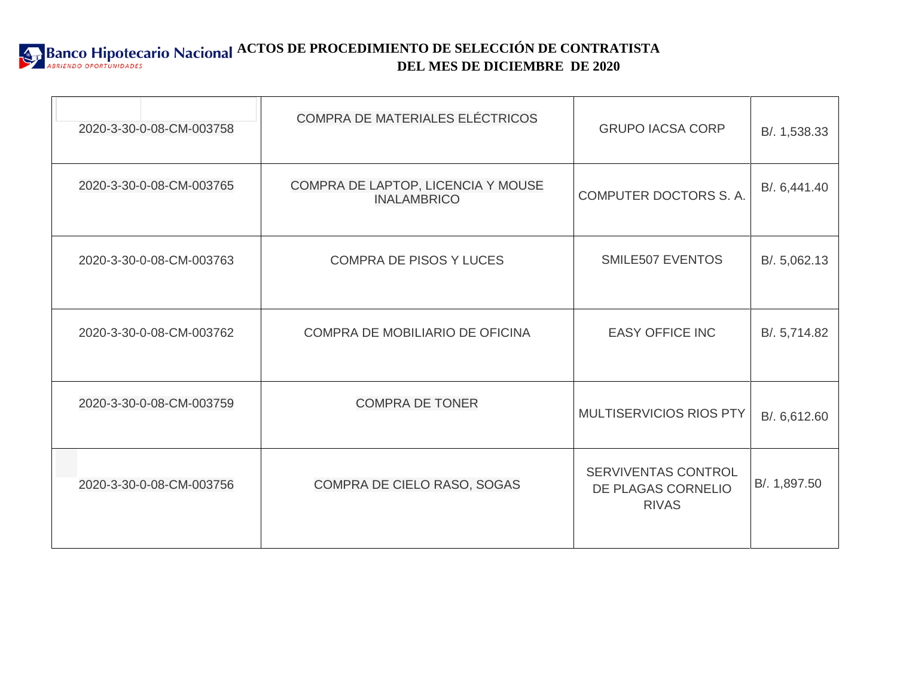**Banco Hipotecario Nacional** *ABRIENDO OPORTUNIDADES*

# ACTOS DE PROCEDIMIENTO DE SELECCIÓN DE CONTRATISTA DEL MES DE DICIEMBRE DE 2020

| | | | |
|---|---|---|---|
| 2020-3-30-0-08-CM-003758 | COMPRA DE MATERIALES ELÉCTRICOS | GRUPO IACSA CORP | B/. 1,538.33 |
| 2020-3-30-0-08-CM-003765 | COMPRA DE LAPTOP, LICENCIA Y MOUSE INALAMBRICO | COMPUTER DOCTORS S. A. | B/. 6,441.40 |
| 2020-3-30-0-08-CM-003763 | COMPRA DE PISOS Y LUCES | SMILE507 EVENTOS | B/. 5,062.13 |
| 2020-3-30-0-08-CM-003762 | COMPRA DE MOBILIARIO DE OFICINA | EASY OFFICE INC | B/. 5,714.82 |
| 2020-3-30-0-08-CM-003759 | COMPRA DE TONER | MULTISERVICIOS RIOS PTY | B/. 6,612.60 |
| 2020-3-30-0-08-CM-003756 | COMPRA DE CIELO RASO, SOGAS | SERVIVENTAS CONTROL DE PLAGAS CORNELIO RIVAS | B/. 1,897.50 |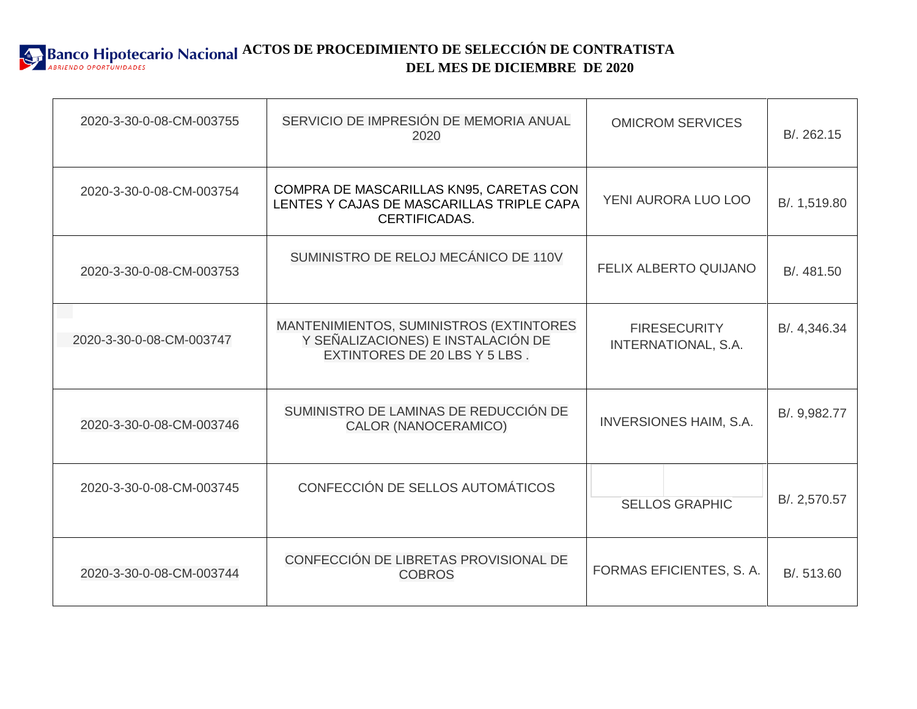# ACTOS DE PROCEDIMIENTO DE SELECCIÓN DE CONTRATISTA DEL MES DE DICIEMBRE DE 2020

Banco Hipotecario Nacional
ABRIENDO OPORTUNIDADES

| | | | |
|---|---|---|---|
| 2020-3-30-0-08-CM-003755 | SERVICIO DE IMPRESIÓN DE MEMORIA ANUAL 2020 | OMICROM SERVICES | B/. 262.15 |
| 2020-3-30-0-08-CM-003754 | COMPRA DE MASCARILLAS KN95, CARETAS CON LENTES Y CAJAS DE MASCARILLAS TRIPLE CAPA CERTIFICADAS. | YENI AURORA LUO LOO | B/. 1,519.80 |
| 2020-3-30-0-08-CM-003753 | SUMINISTRO DE RELOJ MECÁNICO DE 110V | FELIX ALBERTO QUIJANO | B/. 481.50 |
| 2020-3-30-0-08-CM-003747 | MANTENIMIENTOS, SUMINISTROS (EXTINTORES Y SEÑALIZACIONES) E INSTALACIÓN DE EXTINTORES DE 20 LBS Y 5 LBS . | FIRESECURITY INTERNATIONAL, S.A. | B/. 4,346.34 |
| 2020-3-30-0-08-CM-003746 | SUMINISTRO DE LAMINAS DE REDUCCIÓN DE CALOR (NANOCERAMICO) | INVERSIONES HAIM, S.A. | B/. 9,982.77 |
| 2020-3-30-0-08-CM-003745 | CONFECCIÓN DE SELLOS AUTOMÁTICOS | SELLOS GRAPHIC | B/. 2,570.57 |
| 2020-3-30-0-08-CM-003744 | CONFECCIÓN DE LIBRETAS PROVISIONAL DE COBROS | FORMAS EFICIENTES, S. A. | B/. 513.60 |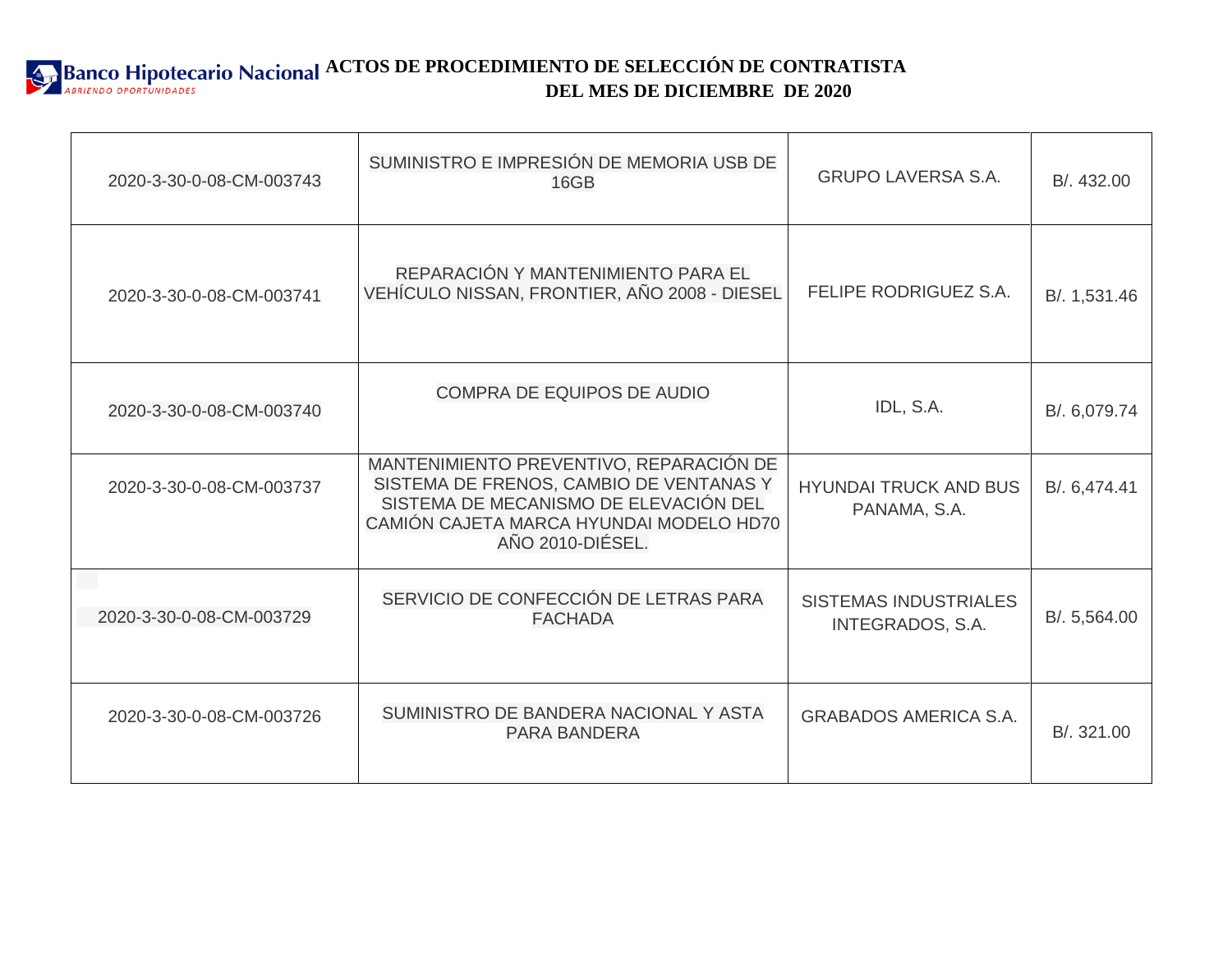Banco Hipotecario Nacional
*ABRIENDO OPORTUNIDADES*

# ACTOS DE PROCEDIMIENTO DE SELECCIÓN DE CONTRATISTA DEL MES DE DICIEMBRE DE 2020

| | | | |
|---|---|---|---|
| 2020-3-30-0-08-CM-003743 | SUMINISTRO E IMPRESIÓN DE MEMORIA USB DE 16GB | GRUPO LAVERSA S.A. | B/. 432.00 |
| 2020-3-30-0-08-CM-003741 | REPARACIÓN Y MANTENIMIENTO PARA EL VEHÍCULO NISSAN, FRONTIER, AÑO 2008 - DIESEL | FELIPE RODRIGUEZ S.A. | B/. 1,531.46 |
| 2020-3-30-0-08-CM-003740 | COMPRA DE EQUIPOS DE AUDIO | IDL, S.A. | B/. 6,079.74 |
| 2020-3-30-0-08-CM-003737 | MANTENIMIENTO PREVENTIVO, REPARACIÓN DE SISTEMA DE FRENOS, CAMBIO DE VENTANAS Y SISTEMA DE MECANISMO DE ELEVACIÓN DEL CAMIÓN CAJETA MARCA HYUNDAI MODELO HD70 AÑO 2010-DIÉSEL. | HYUNDAI TRUCK AND BUS PANAMA, S.A. | B/. 6,474.41 |
| 2020-3-30-0-08-CM-003729 | SERVICIO DE CONFECCIÓN DE LETRAS PARA FACHADA | SISTEMAS INDUSTRIALES INTEGRADOS, S.A. | B/. 5,564.00 |
| 2020-3-30-0-08-CM-003726 | SUMINISTRO DE BANDERA NACIONAL Y ASTA PARA BANDERA | GRABADOS AMERICA S.A. | B/. 321.00 |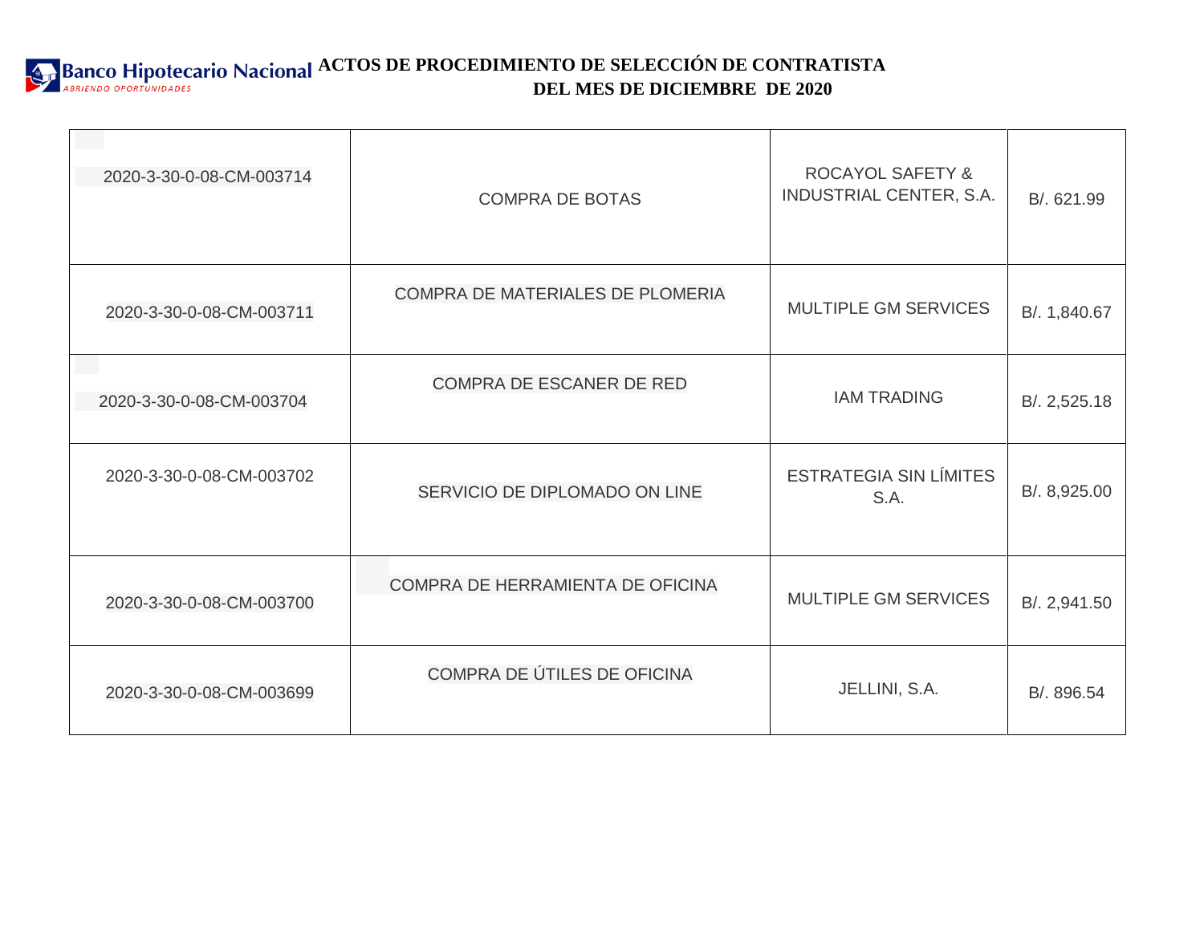Banco Hipotecario Nacional
*ABRIENDO OPORTUNIDADES*

# ACTOS DE PROCEDIMIENTO DE SELECCIÓN DE CONTRATISTA DEL MES DE DICIEMBRE DE 2020

| | | | |
|---|---|---|---|
| 2020-3-30-0-08-CM-003714 | COMPRA DE BOTAS | ROCAYOL SAFETY & INDUSTRIAL CENTER, S.A. | B/. 621.99 |
| 2020-3-30-0-08-CM-003711 | COMPRA DE MATERIALES DE PLOMERIA | MULTIPLE GM SERVICES | B/. 1,840.67 |
| 2020-3-30-0-08-CM-003704 | COMPRA DE ESCANER DE RED | IAM TRADING | B/. 2,525.18 |
| 2020-3-30-0-08-CM-003702 | SERVICIO DE DIPLOMADO ON LINE | ESTRATEGIA SIN LÍMITES S.A. | B/. 8,925.00 |
| 2020-3-30-0-08-CM-003700 | COMPRA DE HERRAMIENTA DE OFICINA | MULTIPLE GM SERVICES | B/. 2,941.50 |
| 2020-3-30-0-08-CM-003699 | COMPRA DE ÚTILES DE OFICINA | JELLINI, S.A. | B/. 896.54 |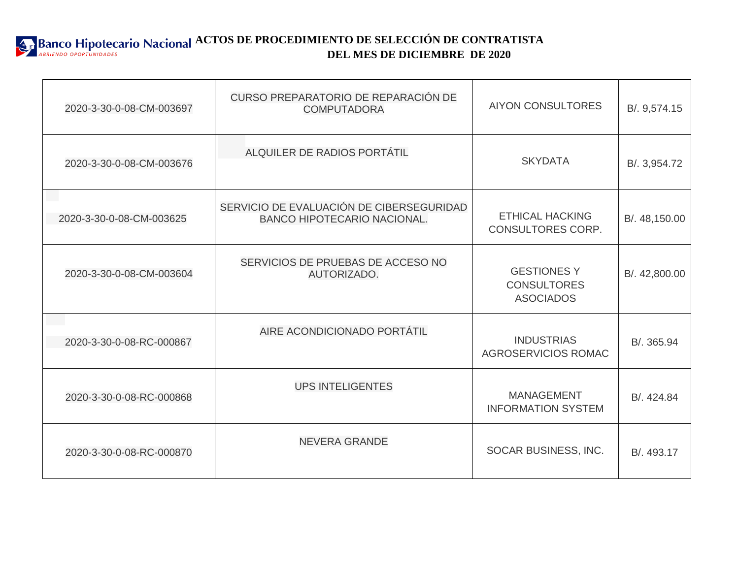Banco Hipotecario Nacional
*ABRIENDO OPORTUNIDADES*

# ACTOS DE PROCEDIMIENTO DE SELECCIÓN DE CONTRATISTA DEL MES DE DICIEMBRE DE 2020

| | | | |
|---|---|---|---|
| 2020-3-30-0-08-CM-003697 | CURSO PREPARATORIO DE REPARACIÓN DE COMPUTADORA | AIYON CONSULTORES | B/. 9,574.15 |
| 2020-3-30-0-08-CM-003676 | ALQUILER DE RADIOS PORTÁTIL | SKYDATA | B/. 3,954.72 |
| 2020-3-30-0-08-CM-003625 | SERVICIO DE EVALUACIÓN DE CIBERSEGURIDAD BANCO HIPOTECARIO NACIONAL. | ETHICAL HACKING CONSULTORES CORP. | B/. 48,150.00 |
| 2020-3-30-0-08-CM-003604 | SERVICIOS DE PRUEBAS DE ACCESO NO AUTORIZADO. | GESTIONES Y CONSULTORES ASOCIADOS | B/. 42,800.00 |
| 2020-3-30-0-08-RC-000867 | AIRE ACONDICIONADO PORTÁTIL | INDUSTRIAS AGROSERVICIOS ROMAC | B/. 365.94 |
| 2020-3-30-0-08-RC-000868 | UPS INTELIGENTES | MANAGEMENT INFORMATION SYSTEM | B/. 424.84 |
| 2020-3-30-0-08-RC-000870 | NEVERA GRANDE | SOCAR BUSINESS, INC. | B/. 493.17 |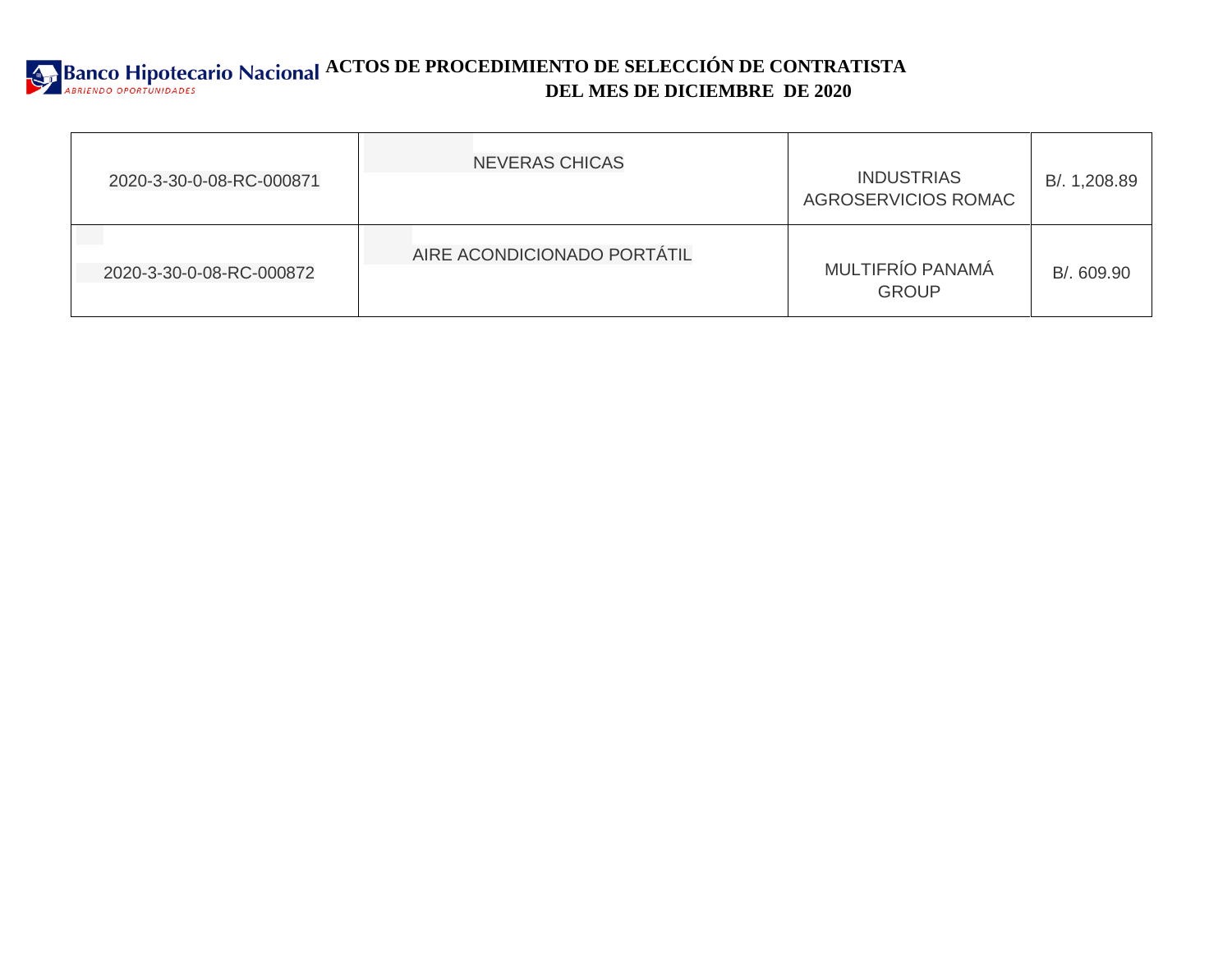Banco Hipotecario Nacional
*ABRIENDO OPORTUNIDADES*

# ACTOS DE PROCEDIMIENTO DE SELECCIÓN DE CONTRATISTA DEL MES DE DICIEMBRE DE 2020

| | | | |
|---|---|---|---|
| 2020-3-30-0-08-RC-000871 | NEVERAS CHICAS | INDUSTRIAS AGROSERVICIOS ROMAC | B/. 1,208.89 |
| 2020-3-30-0-08-RC-000872 | AIRE ACONDICIONADO PORTÁTIL | MULTIFRÍO PANAMÁ GROUP | B/. 609.90 |